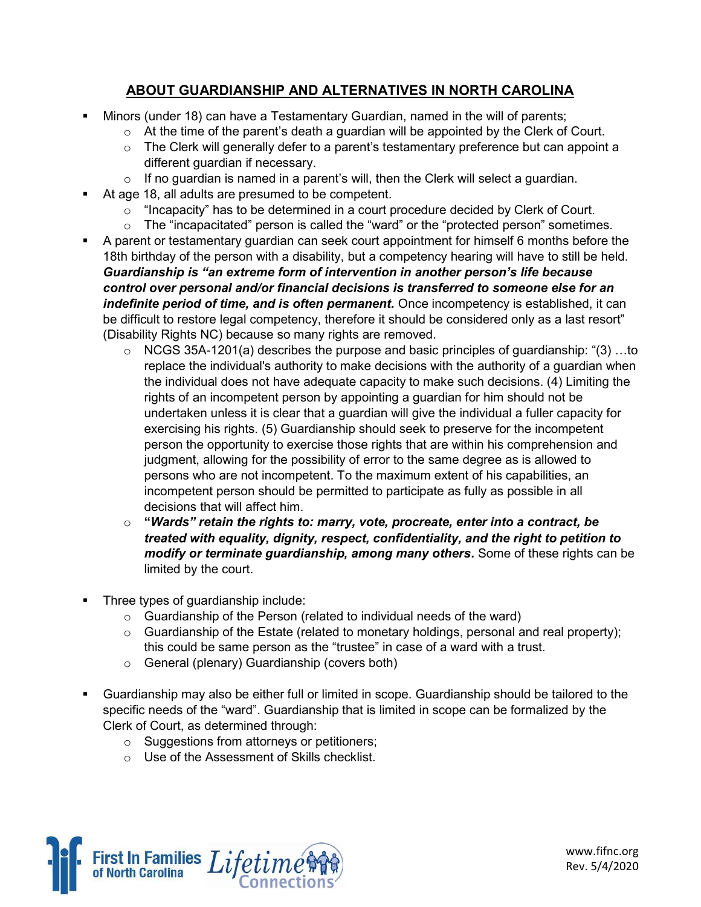# ABOUT GUARDIANSHIP AND ALTERNATIVES IN NORTH CAROLINA

- Minors (under 18) can have a Testamentary Guardian, named in the will of parents;
  - At the time of the parent's death a guardian will be appointed by the Clerk of Court.
  - The Clerk will generally defer to a parent's testamentary preference but can appoint a different guardian if necessary.
  - If no guardian is named in a parent's will, then the Clerk will select a guardian.
- At age 18, all adults are presumed to be competent.
  - "Incapacity" has to be determined in a court procedure decided by Clerk of Court.
  - The "incapacitated" person is called the "ward" or the "protected person" sometimes.
- A parent or testamentary guardian can seek court appointment for himself 6 months before the 18th birthday of the person with a disability, but a competency hearing will have to still be held. ***Guardianship is "an extreme form of intervention in another person's life because control over personal and/or financial decisions is transferred to someone else for an indefinite period of time, and is often permanent.*** Once incompetency is established, it can be difficult to restore legal competency, therefore it should be considered only as a last resort" (Disability Rights NC) because so many rights are removed.
  - NCGS 35A-1201(a) describes the purpose and basic principles of guardianship: "(3) …to replace the individual's authority to make decisions with the authority of a guardian when the individual does not have adequate capacity to make such decisions. (4) Limiting the rights of an incompetent person by appointing a guardian for him should not be undertaken unless it is clear that a guardian will give the individual a fuller capacity for exercising his rights. (5) Guardianship should seek to preserve for the incompetent person the opportunity to exercise those rights that are within his comprehension and judgment, allowing for the possibility of error to the same degree as is allowed to persons who are not incompetent. To the maximum extent of his capabilities, an incompetent person should be permitted to participate as fully as possible in all decisions that will affect him.
  - **"*Wards" retain the rights to: marry, vote, procreate, enter into a contract, be treated with equality, dignity, respect, confidentiality, and the right to petition to modify or terminate guardianship, among many others*.** Some of these rights can be limited by the court.

- Three types of guardianship include:
  - Guardianship of the Person (related to individual needs of the ward)
  - Guardianship of the Estate (related to monetary holdings, personal and real property); this could be same person as the "trustee" in case of a ward with a trust.
  - General (plenary) Guardianship (covers both)

- Guardianship may also be either full or limited in scope. Guardianship should be tailored to the specific needs of the "ward". Guardianship that is limited in scope can be formalized by the Clerk of Court, as determined through:
  - Suggestions from attorneys or petitioners;
  - Use of the Assessment of Skills checklist.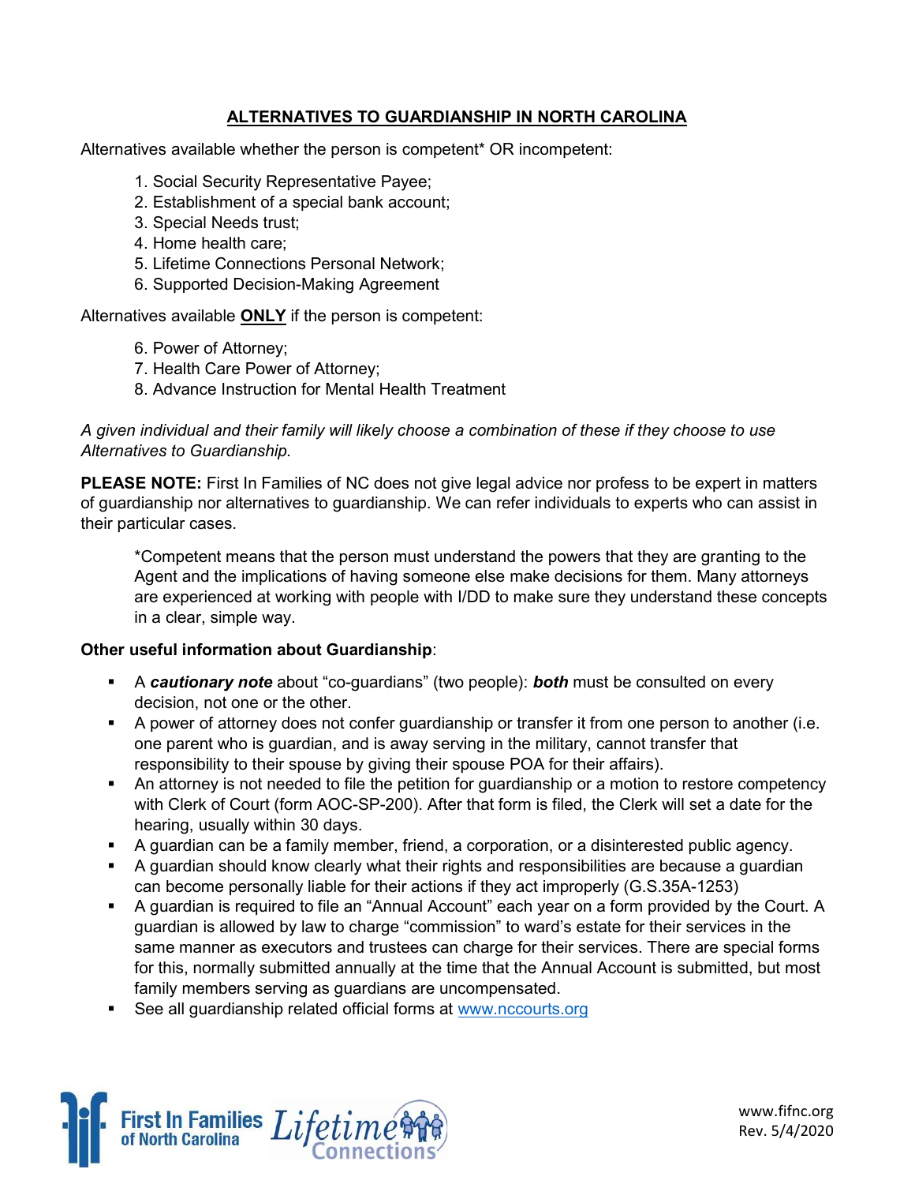## ALTERNATIVES TO GUARDIANSHIP IN NORTH CAROLINA

Alternatives available whether the person is competent* OR incompetent:

1. Social Security Representative Payee;
2. Establishment of a special bank account;
3. Special Needs trust;
4. Home health care;
5. Lifetime Connections Personal Network;
6. Supported Decision-Making Agreement

Alternatives available **ONLY** if the person is competent:

6. Power of Attorney;
7. Health Care Power of Attorney;
8. Advance Instruction for Mental Health Treatment

*A given individual and their family will likely choose a combination of these if they choose to use Alternatives to Guardianship.*

**PLEASE NOTE:** First In Families of NC does not give legal advice nor profess to be expert in matters of guardianship nor alternatives to guardianship. We can refer individuals to experts who can assist in their particular cases.

> *Competent means that the person must understand the powers that they are granting to the Agent and the implications of having someone else make decisions for them. Many attorneys are experienced at working with people with I/DD to make sure they understand these concepts in a clear, simple way.

**Other useful information about Guardianship**:

- A ***cautionary note*** about "co-guardians" (two people): ***both*** must be consulted on every decision, not one or the other.
- A power of attorney does not confer guardianship or transfer it from one person to another (i.e. one parent who is guardian, and is away serving in the military, cannot transfer that responsibility to their spouse by giving their spouse POA for their affairs).
- An attorney is not needed to file the petition for guardianship or a motion to restore competency with Clerk of Court (form AOC-SP-200). After that form is filed, the Clerk will set a date for the hearing, usually within 30 days.
- A guardian can be a family member, friend, a corporation, or a disinterested public agency.
- A guardian should know clearly what their rights and responsibilities are because a guardian can become personally liable for their actions if they act improperly (G.S.35A-1253)
- A guardian is required to file an "Annual Account" each year on a form provided by the Court. A guardian is allowed by law to charge "commission" to ward's estate for their services in the same manner as executors and trustees can charge for their services. There are special forms for this, normally submitted annually at the time that the Annual Account is submitted, but most family members serving as guardians are uncompensated.
- See all guardianship related official forms at www.nccourts.org

First In Families of North Carolina Lifetime Connections

www.fifnc.org
Rev. 5/4/2020